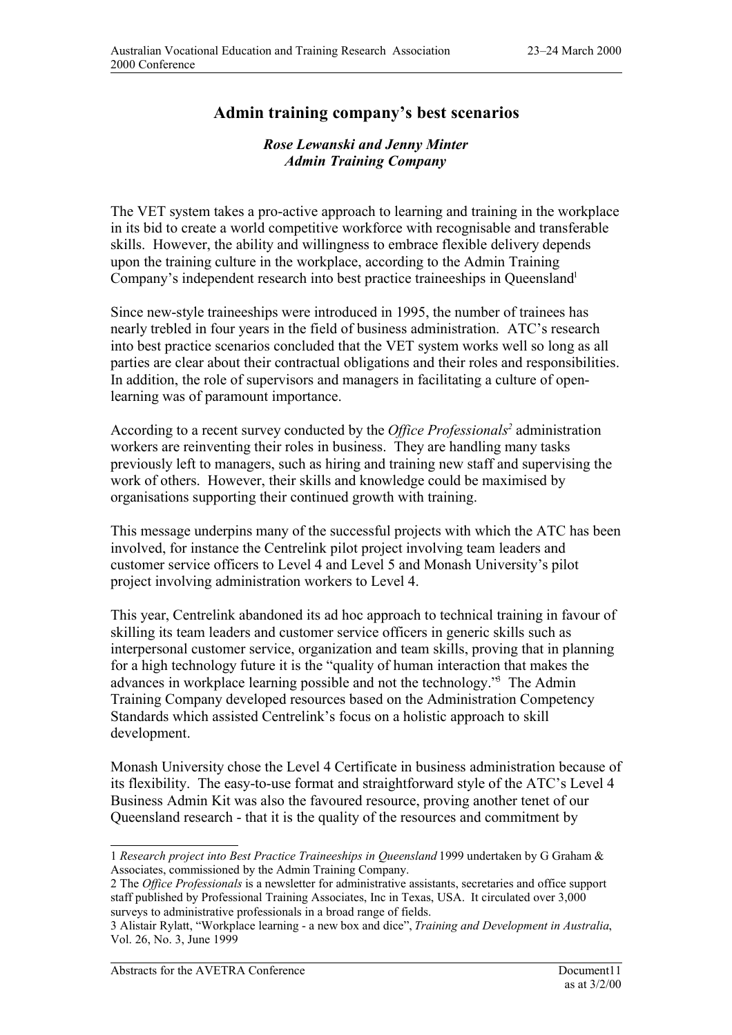# Admin training company's best scenarios

***Rose Lewanski and Jenny Minter***
***Admin Training Company***

The VET system takes a pro-active approach to learning and training in the workplace in its bid to create a world competitive workforce with recognisable and transferable skills. However, the ability and willingness to embrace flexible delivery depends upon the training culture in the workplace, according to the Admin Training Company's independent research into best practice traineeships in Queensland[1]

Since new-style traineeships were introduced in 1995, the number of trainees has nearly trebled in four years in the field of business administration. ATC's research into best practice scenarios concluded that the VET system works well so long as all parties are clear about their contractual obligations and their roles and responsibilities. In addition, the role of supervisors and managers in facilitating a culture of open-learning was of paramount importance.

According to a recent survey conducted by the *Office Professionals*[2] administration workers are reinventing their roles in business. They are handling many tasks previously left to managers, such as hiring and training new staff and supervising the work of others. However, their skills and knowledge could be maximised by organisations supporting their continued growth with training.

This message underpins many of the successful projects with which the ATC has been involved, for instance the Centrelink pilot project involving team leaders and customer service officers to Level 4 and Level 5 and Monash University's pilot project involving administration workers to Level 4.

This year, Centrelink abandoned its ad hoc approach to technical training in favour of skilling its team leaders and customer service officers in generic skills such as interpersonal customer service, organization and team skills, proving that in planning for a high technology future it is the "quality of human interaction that makes the advances in workplace learning possible and not the technology."[3] The Admin Training Company developed resources based on the Administration Competency Standards which assisted Centrelink's focus on a holistic approach to skill development.

Monash University chose the Level 4 Certificate in business administration because of its flexibility. The easy-to-use format and straightforward style of the ATC's Level 4 Business Admin Kit was also the favoured resource, proving another tenet of our Queensland research - that it is the quality of the resources and commitment by

---

1 *Research project into Best Practice Traineeships in Queensland* 1999 undertaken by G Graham & Associates, commissioned by the Admin Training Company.

2 The *Office Professionals* is a newsletter for administrative assistants, secretaries and office support staff published by Professional Training Associates, Inc in Texas, USA. It circulated over 3,000 surveys to administrative professionals in a broad range of fields.

3 Alistair Rylatt, "Workplace learning - a new box and dice", *Training and Development in Australia*, Vol. 26, No. 3, June 1999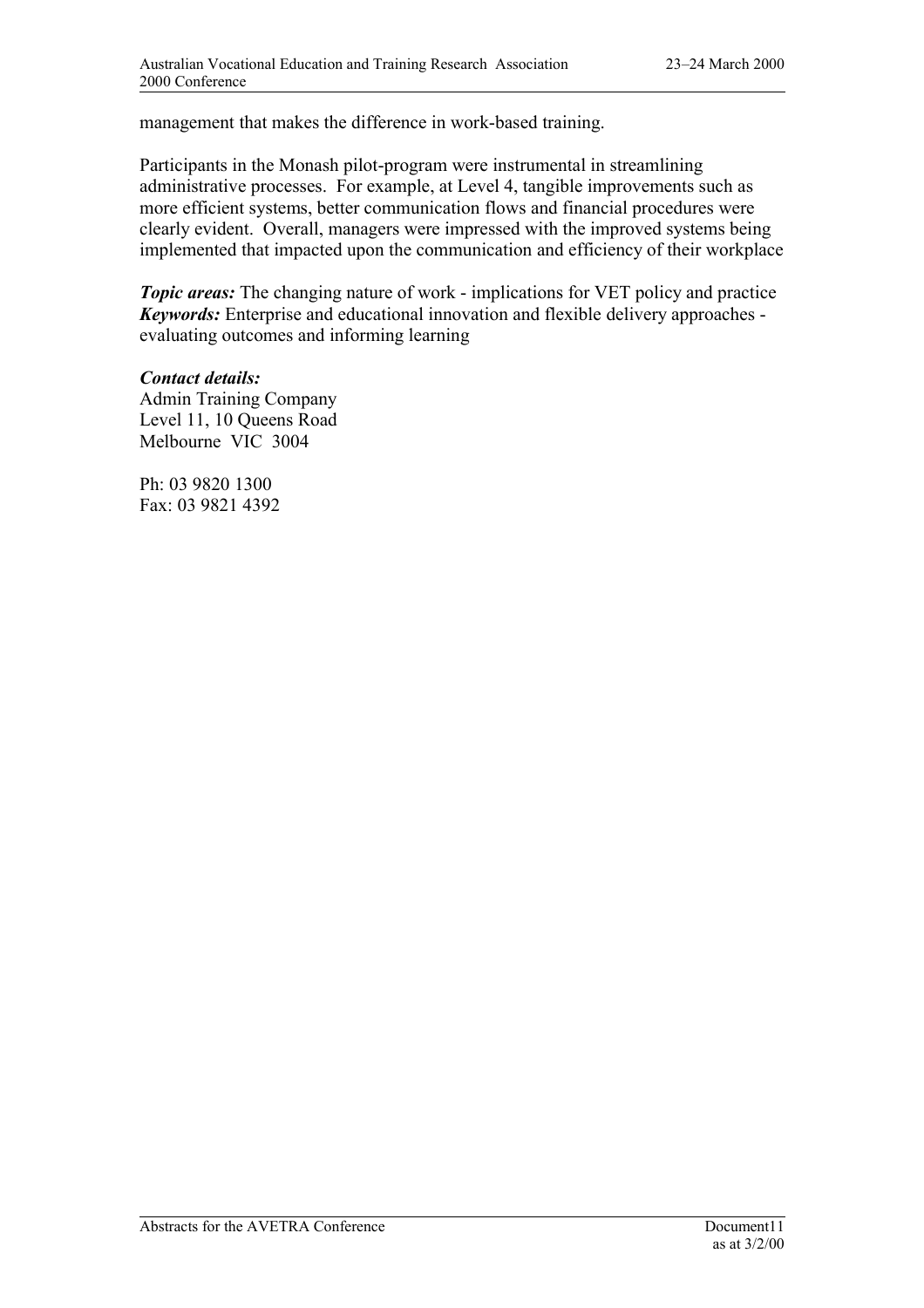management that makes the difference in work-based training.

Participants in the Monash pilot-program were instrumental in streamlining administrative processes. For example, at Level 4, tangible improvements such as more efficient systems, better communication flows and financial procedures were clearly evident. Overall, managers were impressed with the improved systems being implemented that impacted upon the communication and efficiency of their workplace

***Topic areas:*** The changing nature of work - implications for VET policy and practice
***Keywords:*** Enterprise and educational innovation and flexible delivery approaches - evaluating outcomes and informing learning

***Contact details:***
Admin Training Company
Level 11, 10 Queens Road
Melbourne VIC 3004

Ph: 03 9820 1300
Fax: 03 9821 4392